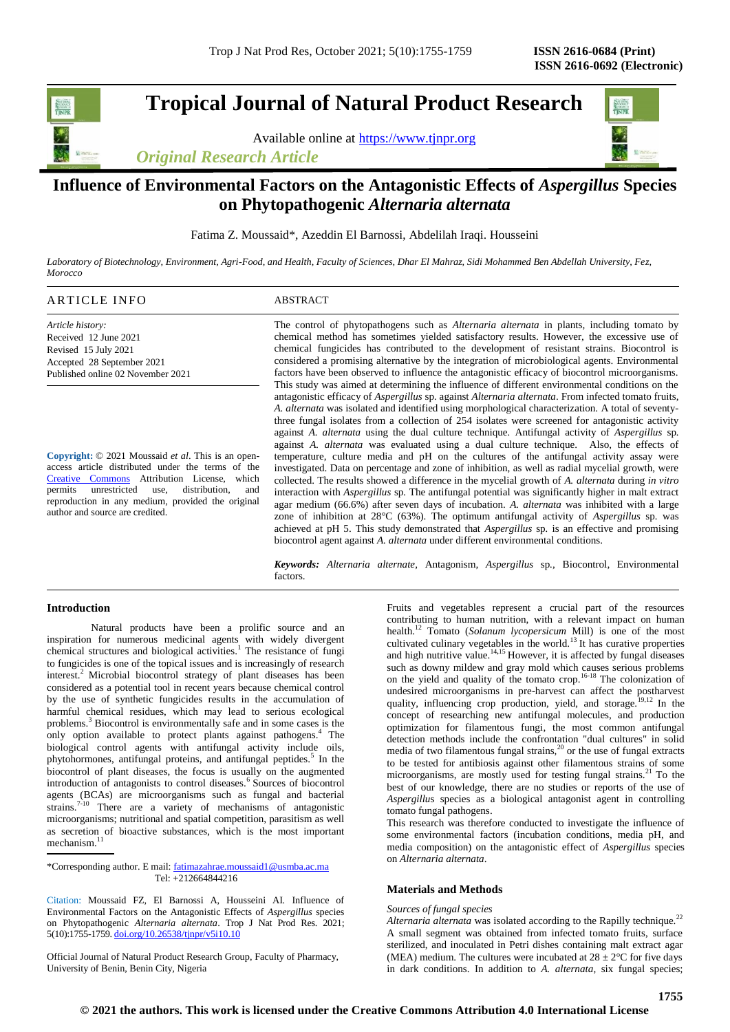# Tropical Journal of Natural Product Research

Available online at https://www.tjnpr.org

*Original Research Article*

## Influence of Environmental Factors on the Antagonistic Effects of *Aspergillus* Species on Phytopathogenic *Alternaria alternata*

Fatima Z. Moussaid*, Azeddin El Barnossi, Abdelilah Iraqi. Housseini

*Laboratory of Biotechnology, Environment, Agri-Food, and Health, Faculty of Sciences, Dhar El Mahraz, Sidi Mohammed Ben Abdellah University, Fez, Morocco*

### ARTICLE INFO

*Article history:*
Received 12 June 2021
Revised 15 July 2021
Accepted 28 September 2021
Published online 02 November 2021

**Copyright:** © 2021 Moussaid *et al*. This is an open-access article distributed under the terms of the Creative Commons Attribution License, which permits unrestricted use, distribution, and reproduction in any medium, provided the original author and source are credited.

### ABSTRACT

The control of phytopathogens such as *Alternaria alternata* in plants, including tomato by chemical method has sometimes yielded satisfactory results. However, the excessive use of chemical fungicides has contributed to the development of resistant strains. Biocontrol is considered a promising alternative by the integration of microbiological agents. Environmental factors have been observed to influence the antagonistic efficacy of biocontrol microorganisms. This study was aimed at determining the influence of different environmental conditions on the antagonistic efficacy of *Aspergillus* sp. against *Alternaria alternata*. From infected tomato fruits, *A. alternata* was isolated and identified using morphological characterization. A total of seventy-three fungal isolates from a collection of 254 isolates were screened for antagonistic activity against *A. alternata* using the dual culture technique. Antifungal activity of *Aspergillus* sp. against *A. alternata* was evaluated using a dual culture technique. Also, the effects of temperature, culture media and pH on the cultures of the antifungal activity assay were investigated. Data on percentage and zone of inhibition, as well as radial mycelial growth, were collected. The results showed a difference in the mycelial growth of *A. alternata* during *in vitro* interaction with *Aspergillus* sp. The antifungal potential was significantly higher in malt extract agar medium (66.6%) after seven days of incubation. *A. alternata* was inhibited with a large zone of inhibition at 28°C (63%). The optimum antifungal activity of *Aspergillus* sp. was achieved at pH 5. This study demonstrated that *Aspergillus* sp. is an effective and promising biocontrol agent against *A. alternata* under different environmental conditions.

***Keywords:*** *Alternaria alternate*, Antagonism, *Aspergillus* sp., Biocontrol, Environmental factors.

## Introduction

Natural products have been a prolific source and an inspiration for numerous medicinal agents with widely divergent chemical structures and biological activities.[1] The resistance of fungi to fungicides is one of the topical issues and is increasingly of research interest.[2] Microbial biocontrol strategy of plant diseases has been considered as a potential tool in recent years because chemical control by the use of synthetic fungicides results in the accumulation of harmful chemical residues, which may lead to serious ecological problems.[3] Biocontrol is environmentally safe and in some cases is the only option available to protect plants against pathogens.[4] The biological control agents with antifungal activity include oils, phytohormones, antifungal proteins, and antifungal peptides.[5] In the biocontrol of plant diseases, the focus is usually on the augmented introduction of antagonists to control diseases.[6] Sources of biocontrol agents (BCAs) are microorganisms such as fungal and bacterial strains.[7-10] There are a variety of mechanisms of antagonistic microorganisms; nutritional and spatial competition, parasitism as well as secretion of bioactive substances, which is the most important mechanism.[11]

Fruits and vegetables represent a crucial part of the resources contributing to human nutrition, with a relevant impact on human health.[12] Tomato (*Solanum lycopersicum* Mill) is one of the most cultivated culinary vegetables in the world.[13] It has curative properties and high nutritive value.[14,15] However, it is affected by fungal diseases such as downy mildew and gray mold which causes serious problems on the yield and quality of the tomato crop.[16-18] The colonization of undesired microorganisms in pre-harvest can affect the postharvest quality, influencing crop production, yield, and storage.[19,12] In the concept of researching new antifungal molecules, and production optimization for filamentous fungi, the most common antifungal detection methods include the confrontation "dual cultures" in solid media of two filamentous fungal strains,[20] or the use of fungal extracts to be tested for antibiosis against other filamentous strains of some microorganisms, are mostly used for testing fungal strains.[21] To the best of our knowledge, there are no studies or reports of the use of *Aspergillus* species as a biological antagonist agent in controlling tomato fungal pathogens.

This research was therefore conducted to investigate the influence of some environmental factors (incubation conditions, media pH, and media composition) on the antagonistic effect of *Aspergillus* species on *Alternaria alternata*.

## Materials and Methods

*Sources of fungal species*

*Alternaria alternata* was isolated according to the Rapilly technique.[22] A small segment was obtained from infected tomato fruits, surface sterilized, and inoculated in Petri dishes containing malt extract agar (MEA) medium. The cultures were incubated at 28 ± 2°C for five days in dark conditions. In addition to *A. alternata*, six fungal species;

*Corresponding author. E mail: fatimazahrae.moussaid1@usmba.ac.ma
Tel: +212664844216

Citation: Moussaid FZ, El Barnossi A, Housseini AI. Influence of Environmental Factors on the Antagonistic Effects of *Aspergillus* species on Phytopathogenic *Alternaria alternata*. Trop J Nat Prod Res. 2021; 5(10):1755-1759. doi.org/10.26538/tjnpr/v5i10.10

Official Journal of Natural Product Research Group, Faculty of Pharmacy, University of Benin, Benin City, Nigeria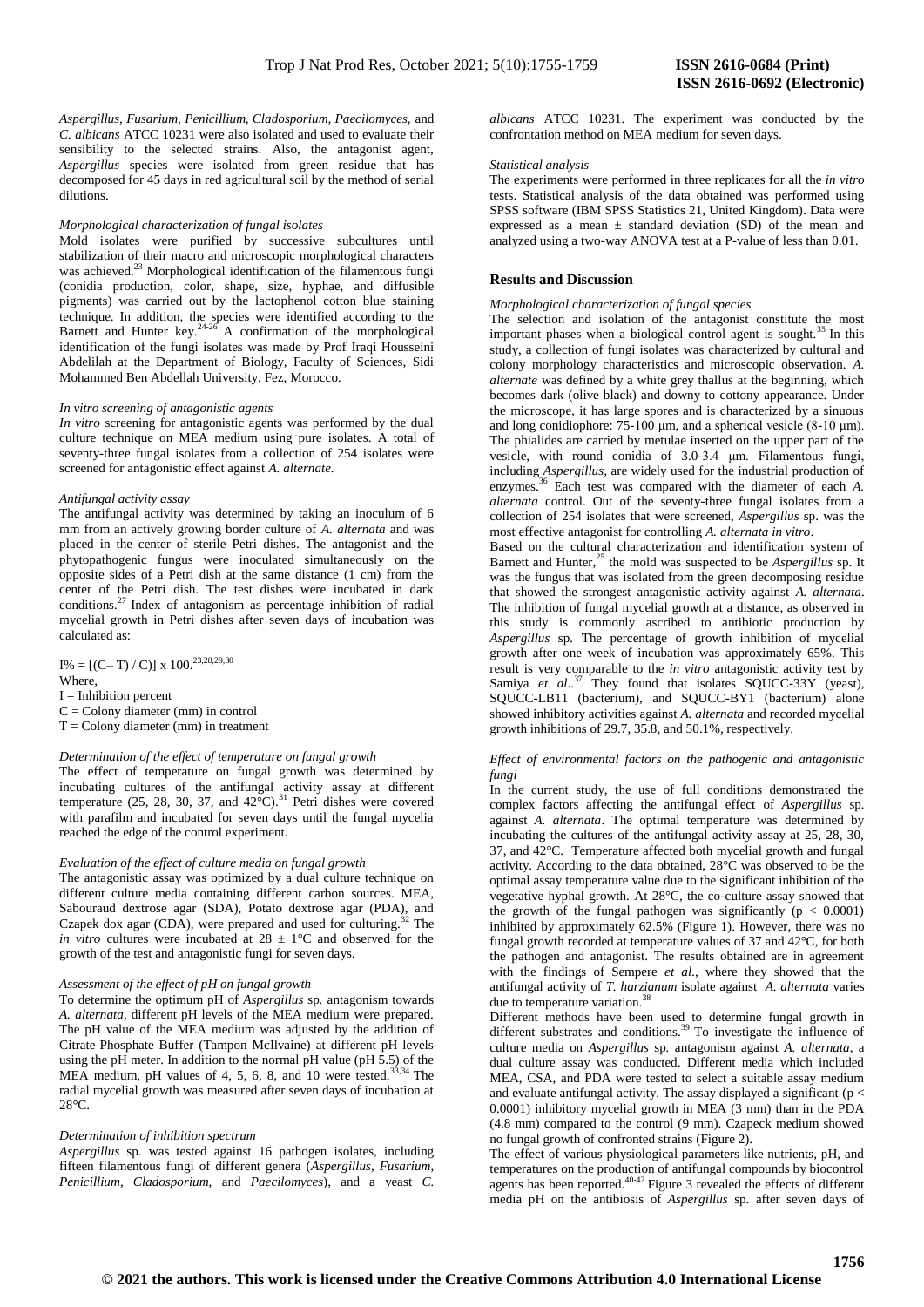*Aspergillus, Fusarium, Penicillium, Cladosporium, Paecilomyces,* and *C. albicans* ATCC 10231 were also isolated and used to evaluate their sensibility to the selected strains. Also, the antagonist agent, *Aspergillus* species were isolated from green residue that has decomposed for 45 days in red agricultural soil by the method of serial dilutions.

*Morphological characterization of fungal isolates*

Mold isolates were purified by successive subcultures until stabilization of their macro and microscopic morphological characters was achieved.[23] Morphological identification of the filamentous fungi (conidia production, color, shape, size, hyphae, and diffusible pigments) was carried out by the lactophenol cotton blue staining technique. In addition, the species were identified according to the Barnett and Hunter key.[24-26] A confirmation of the morphological identification of the fungi isolates was made by Prof Iraqi Housseini Abdelilah at the Department of Biology, Faculty of Sciences, Sidi Mohammed Ben Abdellah University, Fez, Morocco.

*In vitro screening of antagonistic agents*

*In vitro* screening for antagonistic agents was performed by the dual culture technique on MEA medium using pure isolates. A total of seventy-three fungal isolates from a collection of 254 isolates were screened for antagonistic effect against *A. alternate.*

*Antifungal activity assay*

The antifungal activity was determined by taking an inoculum of 6 mm from an actively growing border culture of *A. alternata* and was placed in the center of sterile Petri dishes. The antagonist and the phytopathogenic fungus were inoculated simultaneously on the opposite sides of a Petri dish at the same distance (1 cm) from the center of the Petri dish. The test dishes were incubated in dark conditions.[27] Index of antagonism as percentage inhibition of radial mycelial growth in Petri dishes after seven days of incubation was calculated as:

$I\% = [(C - T) / C)] \times 100$.[23,28,29,30]

Where,
I = Inhibition percent
C = Colony diameter (mm) in control
T = Colony diameter (mm) in treatment

*Determination of the effect of temperature on fungal growth*

The effect of temperature on fungal growth was determined by incubating cultures of the antifungal activity assay at different temperature (25, 28, 30, 37, and 42°C).[31] Petri dishes were covered with parafilm and incubated for seven days until the fungal mycelia reached the edge of the control experiment.

*Evaluation of the effect of culture media on fungal growth*

The antagonistic assay was optimized by a dual culture technique on different culture media containing different carbon sources. MEA, Sabouraud dextrose agar (SDA), Potato dextrose agar (PDA), and Czapek dox agar (CDA), were prepared and used for culturing.[32] The *in vitro* cultures were incubated at 28 ± 1°C and observed for the growth of the test and antagonistic fungi for seven days.

*Assessment of the effect of pH on fungal growth*

To determine the optimum pH of *Aspergillus* sp*.* antagonism towards *A. alternata*, different pH levels of the MEA medium were prepared. The pH value of the MEA medium was adjusted by the addition of Citrate-Phosphate Buffer (Tampon McIlvaine) at different pH levels using the pH meter. In addition to the normal pH value (pH 5.5) of the MEA medium, pH values of 4, 5, 6, 8, and 10 were tested.[33,34] The radial mycelial growth was measured after seven days of incubation at 28°C.

*Determination of inhibition spectrum*

*Aspergillus* sp*.* was tested against 16 pathogen isolates, including fifteen filamentous fungi of different genera (*Aspergillus, Fusarium, Penicillium, Cladosporium,* and *Paecilomyces*), and a yeast *C. albicans* ATCC 10231. The experiment was conducted by the confrontation method on MEA medium for seven days.

*Statistical analysis*

The experiments were performed in three replicates for all the *in vitro* tests. Statistical analysis of the data obtained was performed using SPSS software (IBM SPSS Statistics 21, United Kingdom). Data were expressed as a mean ± standard deviation (SD) of the mean and analyzed using a two-way ANOVA test at a P-value of less than 0.01.

## Results and Discussion

*Morphological characterization of fungal species*

The selection and isolation of the antagonist constitute the most important phases when a biological control agent is sought.[35] In this study, a collection of fungi isolates was characterized by cultural and colony morphology characteristics and microscopic observation. *A. alternate* was defined by a white grey thallus at the beginning, which becomes dark (olive black) and downy to cottony appearance. Under the microscope, it has large spores and is characterized by a sinuous and long conidiophore: 75-100 µm, and a spherical vesicle (8-10 µm). The phialides are carried by metulae inserted on the upper part of the vesicle, with round conidia of 3.0-3.4 µm. Filamentous fungi, including *Aspergillus*, are widely used for the industrial production of enzymes.[36] Each test was compared with the diameter of each *A. alternata* control. Out of the seventy-three fungal isolates from a collection of 254 isolates that were screened, *Aspergillus* sp. was the most effective antagonist for controlling *A. alternata in vitro*.

Based on the cultural characterization and identification system of Barnett and Hunter,[25] the mold was suspected to be *Aspergillus* sp. It was the fungus that was isolated from the green decomposing residue that showed the strongest antagonistic activity against *A. alternata*. The inhibition of fungal mycelial growth at a distance, as observed in this study is commonly ascribed to antibiotic production by *Aspergillus* sp. The percentage of growth inhibition of mycelial growth after one week of incubation was approximately 65%. This result is very comparable to the *in vitro* antagonistic activity test by Samiya *et al.*.[37] They found that isolates SQUCC-33Y (yeast), SQUCC-LB11 (bacterium), and SQUCC-BY1 (bacterium) alone showed inhibitory activities against *A. alternata* and recorded mycelial growth inhibitions of 29.7, 35.8, and 50.1%, respectively.

*Effect of environmental factors on the pathogenic and antagonistic fungi*

In the current study, the use of full conditions demonstrated the complex factors affecting the antifungal effect of *Aspergillus* sp. against *A. alternata*. The optimal temperature was determined by incubating the cultures of the antifungal activity assay at 25, 28, 30, 37, and 42°C. Temperature affected both mycelial growth and fungal activity. According to the data obtained, 28°C was observed to be the optimal assay temperature value due to the significant inhibition of the vegetative hyphal growth. At 28°C, the co-culture assay showed that the growth of the fungal pathogen was significantly ($p < 0.0001$) inhibited by approximately 62.5% (Figure 1). However, there was no fungal growth recorded at temperature values of 37 and 42°C, for both the pathogen and antagonist. The results obtained are in agreement with the findings of Sempere *et al.*, where they showed that the antifungal activity of *T. harzianum* isolate against *A. alternata* varies due to temperature variation.[38]

Different methods have been used to determine fungal growth in different substrates and conditions.[39] To investigate the influence of culture media on *Aspergillus* sp*.* antagonism against *A. alternata*, a dual culture assay was conducted. Different media which included MEA, CSA, and PDA were tested to select a suitable assay medium and evaluate antifungal activity. The assay displayed a significant ($p < 0.0001$) inhibitory mycelial growth in MEA (3 mm) than in the PDA (4.8 mm) compared to the control (9 mm). Czapeck medium showed no fungal growth of confronted strains (Figure 2).

The effect of various physiological parameters like nutrients, pH, and temperatures on the production of antifungal compounds by biocontrol agents has been reported.[40-42] Figure 3 revealed the effects of different media pH on the antibiosis of *Aspergillus* sp. after seven days of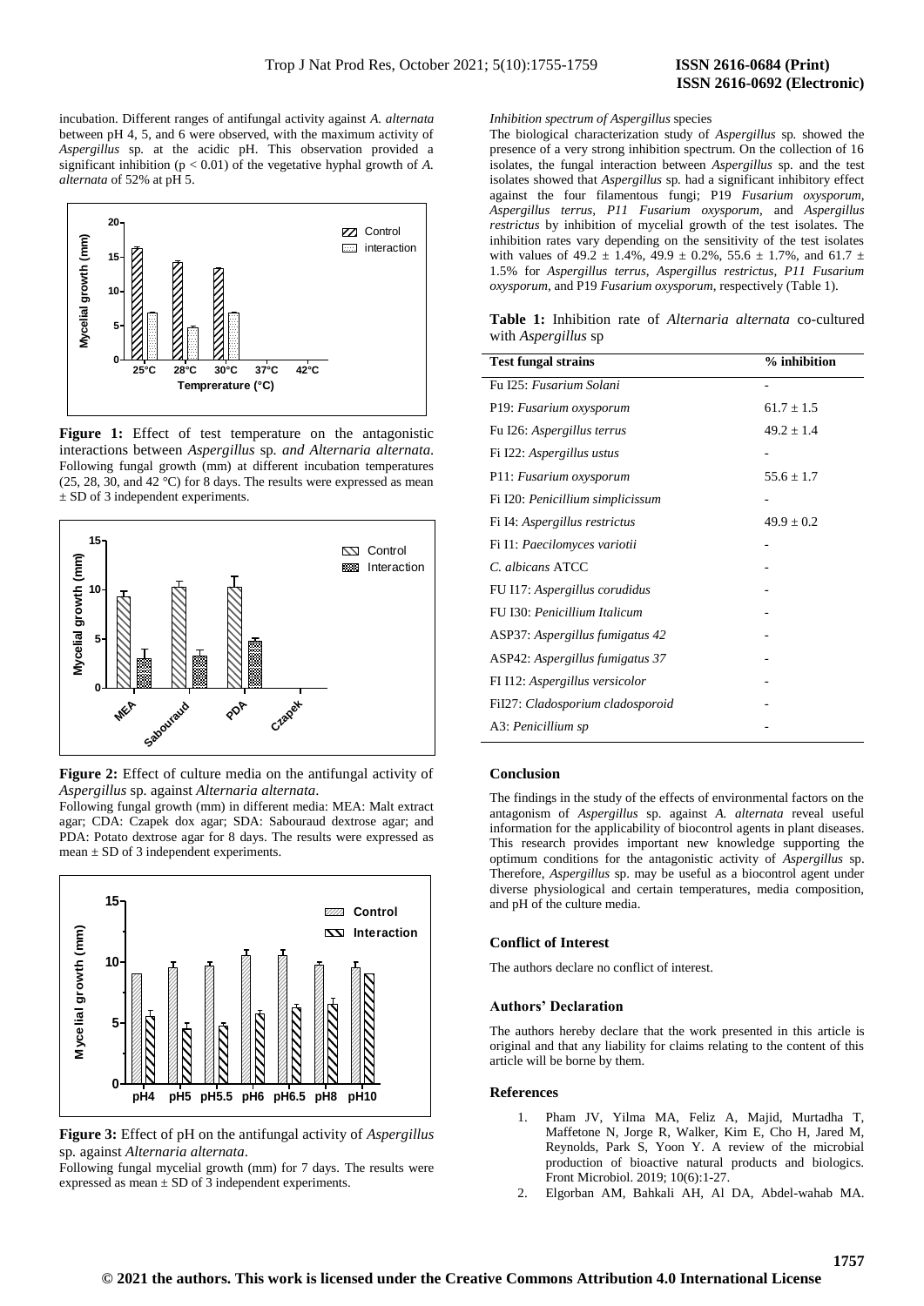incubation. Different ranges of antifungal activity against *A. alternata* between pH 4, 5, and 6 were observed, with the maximum activity of *Aspergillus* sp. at the acidic pH. This observation provided a significant inhibition ($p < 0.01$) of the vegetative hyphal growth of *A. alternata* of 52% at pH 5.

**Figure 1:** Effect of test temperature on the antagonistic interactions between *Aspergillus* sp. *and Alternaria alternata.* Following fungal growth (mm) at different incubation temperatures (25, 28, 30, and 42 °C) for 8 days. The results were expressed as mean ± SD of 3 independent experiments.

**Figure 2:** Effect of culture media on the antifungal activity of *Aspergillus* sp. against *Alternaria alternata*.
Following fungal growth (mm) in different media: MEA: Malt extract agar; CDA: Czapek dox agar; SDA: Sabouraud dextrose agar; and PDA: Potato dextrose agar for 8 days. The results were expressed as mean ± SD of 3 independent experiments.

**Figure 3:** Effect of pH on the antifungal activity of *Aspergillus* sp. against *Alternaria alternata*.
Following fungal mycelial growth (mm) for 7 days. The results were expressed as mean ± SD of 3 independent experiments.

*Inhibition spectrum of Aspergillus species*

The biological characterization study of *Aspergillus* sp. showed the presence of a very strong inhibition spectrum. On the collection of 16 isolates, the fungal interaction between *Aspergillus* sp. and the test isolates showed that *Aspergillus* sp. had a significant inhibitory effect against the four filamentous fungi; P19 *Fusarium oxysporum*, *Aspergillus terrus*, *P11 Fusarium oxysporum*, and *Aspergillus restrictus* by inhibition of mycelial growth of the test isolates. The inhibition rates vary depending on the sensitivity of the test isolates with values of 49.2 ± 1.4%, 49.9 ± 0.2%, 55.6 ± 1.7%, and 61.7 ± 1.5% for *Aspergillus terrus*, *Aspergillus restrictus*, *P11 Fusarium oxysporum*, and P19 *Fusarium oxysporum*, respectively (Table 1).

**Table 1:** Inhibition rate of *Alternaria alternata* co-cultured with *Aspergillus* sp

| Test fungal strains | % inhibition |
|---|---|
| Fu I25: *Fusarium Solani* | - |
| P19: *Fusarium oxysporum* | 61.7 ± 1.5 |
| Fu I26: *Aspergillus terrus* | 49.2 ± 1.4 |
| Fi I22: *Aspergillus ustus* | - |
| P11: *Fusarium oxysporum* | 55.6 ± 1.7 |
| Fi I20: *Penicillium simplicissum* | - |
| Fi I4: *Aspergillus restrictus* | 49.9 ± 0.2 |
| Fi I1: *Paecilomyces variotii* | - |
| *C. albicans* ATCC | - |
| FU I17: *Aspergillus corudidus* | - |
| FU I30: *Penicillium Italicum* | - |
| ASP37: *Aspergillus fumigatus 42* | - |
| ASP42: *Aspergillus fumigatus 37* | - |
| FI I12: *Aspergillus versicolor* | - |
| FiI27: *Cladosporium cladosporoid* | - |
| A3: *Penicillium sp* | - |

### Conclusion

The findings in the study of the effects of environmental factors on the antagonism of *Aspergillus* sp. against *A. alternata* reveal useful information for the applicability of biocontrol agents in plant diseases. This research provides important new knowledge supporting the optimum conditions for the antagonistic activity of *Aspergillus* sp. Therefore, *Aspergillus* sp. may be useful as a biocontrol agent under diverse physiological and certain temperatures, media composition, and pH of the culture media.

### Conflict of Interest

The authors declare no conflict of interest.

### Authors' Declaration

The authors hereby declare that the work presented in this article is original and that any liability for claims relating to the content of this article will be borne by them.

### References

1. Pham JV, Yilma MA, Feliz A, Majid, Murtadha T, Maffetone N, Jorge R, Walker, Kim E, Cho H, Jared M, Reynolds, Park S, Yoon Y. A review of the microbial production of bioactive natural products and biologics. Front Microbiol. 2019; 10(6):1-27.
2. Elgorban AM, Bahkali AH, Al DA, Abdel-wahab MA.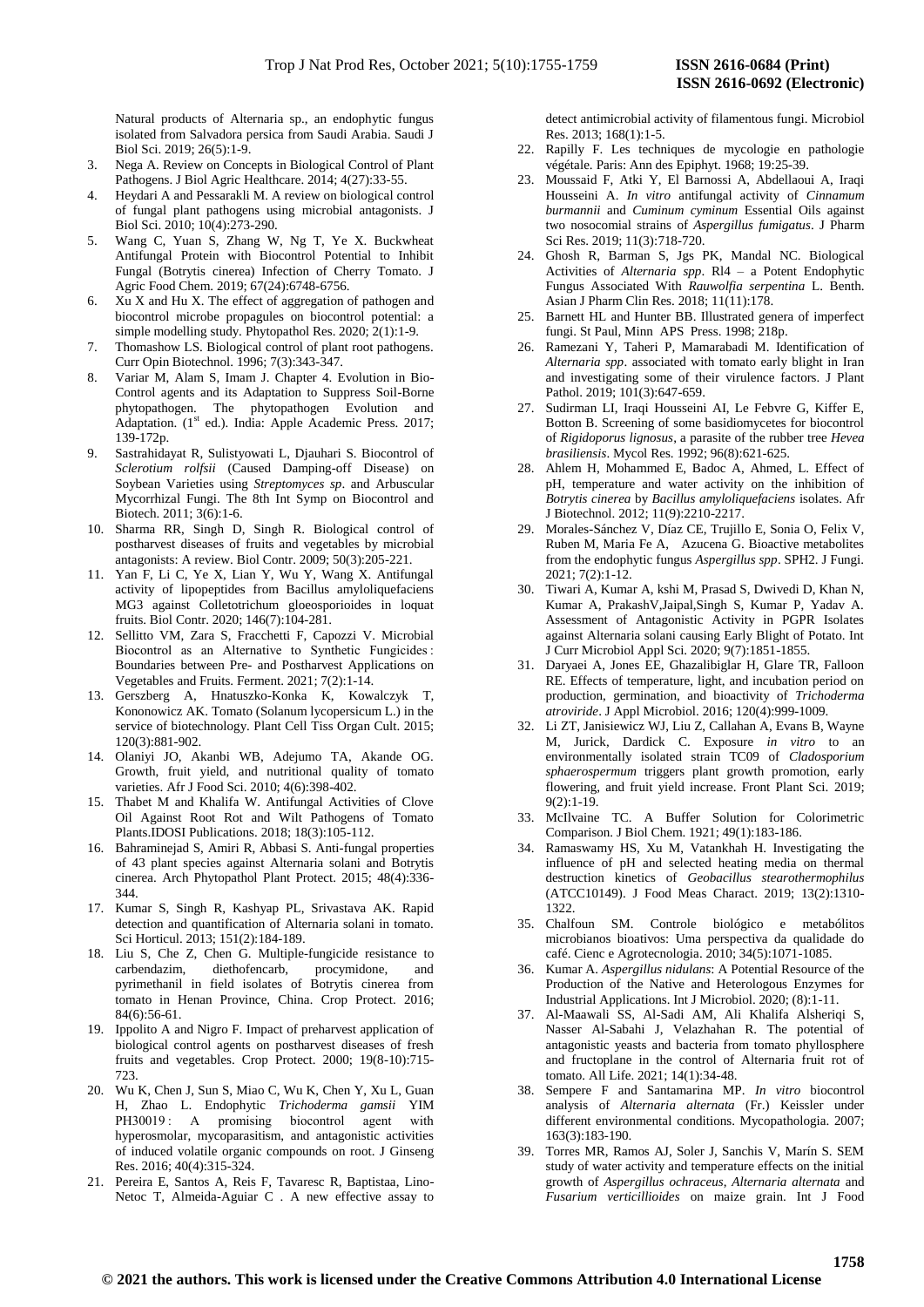Natural products of Alternaria sp., an endophytic fungus isolated from Salvadora persica from Saudi Arabia. Saudi J Biol Sci. 2019; 26(5):1-9.

3. Nega A. Review on Concepts in Biological Control of Plant Pathogens. J Biol Agric Healthcare. 2014; 4(27):33-55.
4. Heydari A and Pessarakli M. A review on biological control of fungal plant pathogens using microbial antagonists. J Biol Sci. 2010; 10(4):273-290.
5. Wang C, Yuan S, Zhang W, Ng T, Ye X. Buckwheat Antifungal Protein with Biocontrol Potential to Inhibit Fungal (Botrytis cinerea) Infection of Cherry Tomato. J Agric Food Chem. 2019; 67(24):6748-6756.
6. Xu X and Hu X. The effect of aggregation of pathogen and biocontrol microbe propagules on biocontrol potential: a simple modelling study. Phytopathol Res. 2020; 2(1):1-9.
7. Thomashow LS. Biological control of plant root pathogens. Curr Opin Biotechnol. 1996; 7(3):343-347.
8. Variar M, Alam S, Imam J. Chapter 4. Evolution in Bio-Control agents and its Adaptation to Suppress Soil-Borne phytopathogen. The phytopathogen Evolution and Adaptation. (1st ed.). India: Apple Academic Press. 2017; 139-172p.
9. Sastrahidayat R, Sulistyowati L, Djauhari S. Biocontrol of *Sclerotium rolfsii* (Caused Damping-off Disease) on Soybean Varieties using *Streptomyces sp*. and Arbuscular Mycorrhizal Fungi. The 8th Int Symp on Biocontrol and Biotech. 2011; 3(6):1-6.
10. Sharma RR, Singh D, Singh R. Biological control of postharvest diseases of fruits and vegetables by microbial antagonists: A review. Biol Contr. 2009; 50(3):205-221.
11. Yan F, Li C, Ye X, Lian Y, Wu Y, Wang X. Antifungal activity of lipopeptides from Bacillus amyloliquefaciens MG3 against Colletotrichum gloeosporioides in loquat fruits. Biol Contr. 2020; 146(7):104-281.
12. Sellitto VM, Zara S, Fracchetti F, Capozzi V. Microbial Biocontrol as an Alternative to Synthetic Fungicides : Boundaries between Pre- and Postharvest Applications on Vegetables and Fruits. Ferment. 2021; 7(2):1-14.
13. Gerszberg A, Hnatuszko-Konka K, Kowalczyk T, Kononowicz AK. Tomato (Solanum lycopersicum L.) in the service of biotechnology. Plant Cell Tiss Organ Cult. 2015; 120(3):881-902.
14. Olaniyi JO, Akanbi WB, Adejumo TA, Akande OG. Growth, fruit yield, and nutritional quality of tomato varieties. Afr J Food Sci. 2010; 4(6):398-402.
15. Thabet M and Khalifa W. Antifungal Activities of Clove Oil Against Root Rot and Wilt Pathogens of Tomato Plants.IDOSI Publications. 2018; 18(3):105-112.
16. Bahraminejad S, Amiri R, Abbasi S. Anti-fungal properties of 43 plant species against Alternaria solani and Botrytis cinerea. Arch Phytopathol Plant Protect. 2015; 48(4):336-344.
17. Kumar S, Singh R, Kashyap PL, Srivastava AK. Rapid detection and quantification of Alternaria solani in tomato. Sci Horticul. 2013; 151(2):184-189.
18. Liu S, Che Z, Chen G. Multiple-fungicide resistance to carbendazim, diethofencarb, procymidone, and pyrimethanil in field isolates of Botrytis cinerea from tomato in Henan Province, China. Crop Protect. 2016; 84(6):56-61.
19. Ippolito A and Nigro F. Impact of preharvest application of biological control agents on postharvest diseases of fresh fruits and vegetables. Crop Protect. 2000; 19(8-10):715-723.
20. Wu K, Chen J, Sun S, Miao C, Wu K, Chen Y, Xu L, Guan H, Zhao L. Endophytic *Trichoderma gamsii* YIM PH30019 : A promising biocontrol agent with hyperosmolar, mycoparasitism, and antagonistic activities of induced volatile organic compounds on root. J Ginseng Res. 2016; 40(4):315-324.
21. Pereira E, Santos A, Reis F, Tavaresc R, Baptistaa, Lino-Netoc T, Almeida-Aguiar C . A new effective assay to detect antimicrobial activity of filamentous fungi. Microbiol Res. 2013; 168(1):1-5.
22. Rapilly F. Les techniques de mycologie en pathologie végétale. Paris: Ann des Epiphyt. 1968; 19:25-39.
23. Moussaid F, Atki Y, El Barnossi A, Abdellaoui A, Iraqi Housseini A. *In vitro* antifungal activity of *Cinnamum burmannii* and *Cuminum cyminum* Essential Oils against two nosocomial strains of *Aspergillus fumigatus*. J Pharm Sci Res. 2019; 11(3):718-720.
24. Ghosh R, Barman S, Jgs PK, Mandal NC. Biological Activities of *Alternaria spp*. Rl4 – a Potent Endophytic Fungus Associated With *Rauwolfia serpentina* L. Benth. Asian J Pharm Clin Res. 2018; 11(11):178.
25. Barnett HL and Hunter BB. Illustrated genera of imperfect fungi. St Paul, Minn APS Press. 1998; 218p.
26. Ramezani Y, Taheri P, Mamarabadi M. Identification of *Alternaria spp*. associated with tomato early blight in Iran and investigating some of their virulence factors. J Plant Pathol. 2019; 101(3):647-659.
27. Sudirman LI, Iraqi Housseini AI, Le Febvre G, Kiffer E, Botton B. Screening of some basidiomycetes for biocontrol of *Rigidoporus lignosus*, a parasite of the rubber tree *Hevea brasiliensis*. Mycol Res. 1992; 96(8):621-625.
28. Ahlem H, Mohammed E, Badoc A, Ahmed, L. Effect of pH, temperature and water activity on the inhibition of *Botrytis cinerea* by *Bacillus amyloliquefaciens* isolates. Afr J Biotechnol. 2012; 11(9):2210-2217.
29. Morales-Sánchez V, Díaz CE, Trujillo E, Sonia O, Felix V, Ruben M, Maria Fe A, Azucena G. Bioactive metabolites from the endophytic fungus *Aspergillus spp*. SPH2. J Fungi. 2021; 7(2):1-12.
30. Tiwari A, Kumar A, kshi M, Prasad S, Dwivedi D, Khan N, Kumar A, PrakashV,Jaipal,Singh S, Kumar P, Yadav A. Assessment of Antagonistic Activity in PGPR Isolates against Alternaria solani causing Early Blight of Potato. Int J Curr Microbiol Appl Sci. 2020; 9(7):1851-1855.
31. Daryaei A, Jones EE, Ghazalibiglar H, Glare TR, Falloon RE. Effects of temperature, light, and incubation period on production, germination, and bioactivity of *Trichoderma atroviride*. J Appl Microbiol. 2016; 120(4):999-1009.
32. Li ZT, Janisiewicz WJ, Liu Z, Callahan A, Evans B, Wayne M, Jurick, Dardick C. Exposure *in vitro* to an environmentally isolated strain TC09 of *Cladosporium sphaerospermum* triggers plant growth promotion, early flowering, and fruit yield increase. Front Plant Sci. 2019; 9(2):1-19.
33. McIlvaine TC. A Buffer Solution for Colorimetric Comparison. J Biol Chem. 1921; 49(1):183-186.
34. Ramaswamy HS, Xu M, Vatankhah H. Investigating the influence of pH and selected heating media on thermal destruction kinetics of *Geobacillus stearothermophilus* (ATCC10149). J Food Meas Charact. 2019; 13(2):1310-1322.
35. Chalfoun SM. Controle biológico e metabólitos microbianos bioativos: Uma perspectiva da qualidade do café. Cienc e Agrotecnologia. 2010; 34(5):1071-1085.
36. Kumar A. *Aspergillus nidulans*: A Potential Resource of the Production of the Native and Heterologous Enzymes for Industrial Applications. Int J Microbiol. 2020; (8):1-11.
37. Al-Maawali SS, Al-Sadi AM, Ali Khalifa Alsheriqi S, Nasser Al-Sabahi J, Velazhahan R. The potential of antagonistic yeasts and bacteria from tomato phyllosphere and fructoplane in the control of Alternaria fruit rot of tomato. All Life. 2021; 14(1):34-48.
38. Sempere F and Santamarina MP. *In vitro* biocontrol analysis of *Alternaria alternata* (Fr.) Keissler under different environmental conditions. Mycopathologia. 2007; 163(3):183-190.
39. Torres MR, Ramos AJ, Soler J, Sanchis V, Marín S. SEM study of water activity and temperature effects on the initial growth of *Aspergillus ochraceus*, *Alternaria alternata* and *Fusarium verticillioides* on maize grain. Int J Food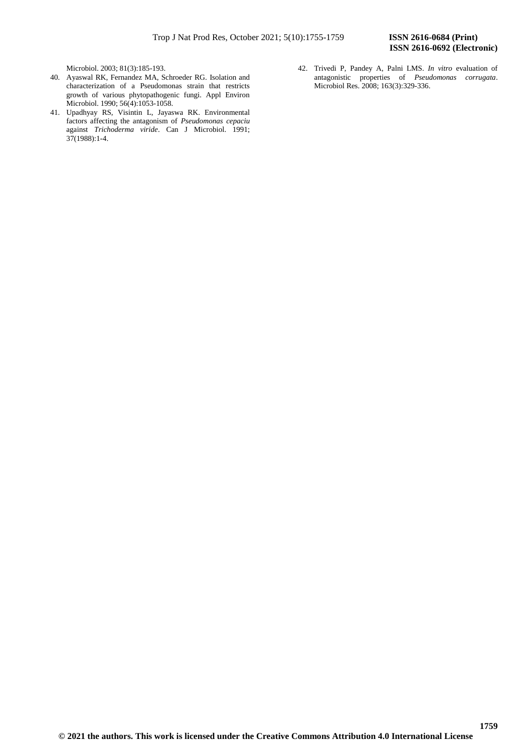Microbiol. 2003; 81(3):185-193.

40. Ayaswal RK, Fernandez MA, Schroeder RG. Isolation and characterization of a Pseudomonas strain that restricts growth of various phytopathogenic fungi. Appl Environ Microbiol. 1990; 56(4):1053-1058.
41. Upadhyay RS, Visintin L, Jayaswa RK. Environmental factors affecting the antagonism of *Pseudomonas cepaciu* against *Trichoderma viride*. Can J Microbiol. 1991; 37(1988):1-4.
42. Trivedi P, Pandey A, Palni LMS. *In vitro* evaluation of antagonistic properties of *Pseudomonas corrugata*. Microbiol Res. 2008; 163(3):329-336.

**© 2021 the authors. This work is licensed under the Creative Commons Attribution 4.0 International License**